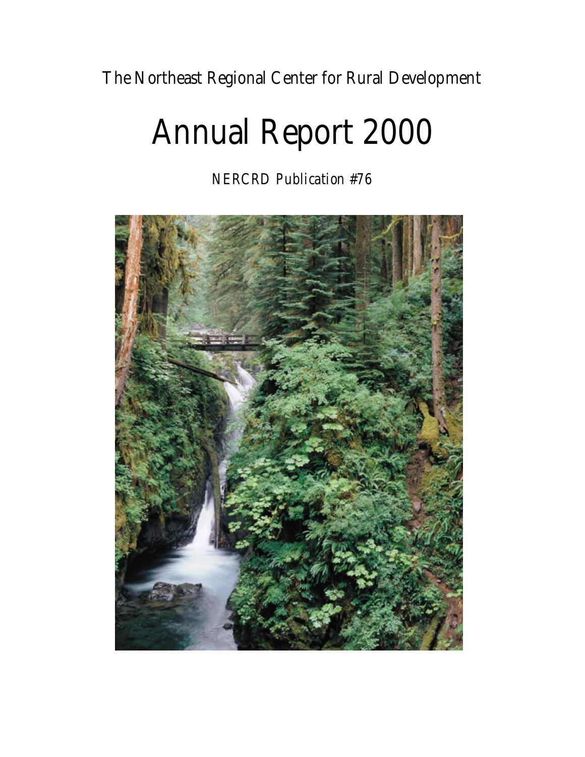The Northeast Regional Center for Rural Development

# Annual Report 2000

NERCRD Publication #76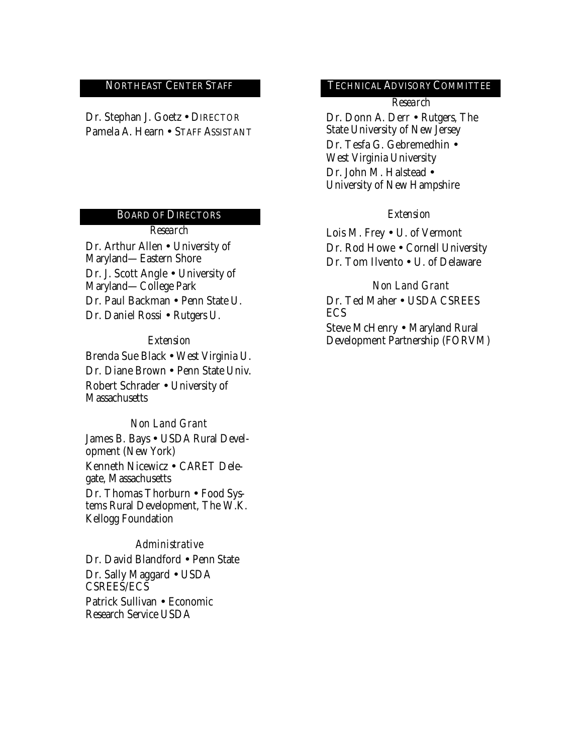## Northeast Center Staff

Dr. Stephan J. Goetz • Director
Pamela A. Hearn • Staff Assistant

## Board of Directors

*Research*

Dr. Arthur Allen • University of Maryland—Eastern Shore

Dr. J. Scott Angle • University of Maryland—College Park

Dr. Paul Backman • Penn State U.

Dr. Daniel Rossi • Rutgers U.

*Extension*

Brenda Sue Black • West Virginia U.

Dr. Diane Brown • Penn State Univ.

Robert Schrader • University of Massachusetts

*Non Land Grant*

James B. Bays • USDA Rural Development (New York)

Kenneth Nicewicz • CARET Delegate, Massachusetts

Dr. Thomas Thorburn • Food Systems Rural Development, The W.K. Kellogg Foundation

*Administrative*

Dr. David Blandford • Penn State

Dr. Sally Maggard • USDA CSREES/ECS

Patrick Sullivan • Economic Research Service USDA

## Technical Advisory Committee

*Research*

Dr. Donn A. Derr • Rutgers, The State University of New Jersey

Dr. Tesfa G. Gebremedhin • West Virginia University

Dr. John M. Halstead • University of New Hampshire

*Extension*

Lois M. Frey • U. of Vermont

Dr. Rod Howe • Cornell University

Dr. Tom Ilvento • U. of Delaware

*Non Land Grant*

Dr. Ted Maher • USDA CSREES ECS

Steve McHenry • Maryland Rural Development Partnership (FORVM)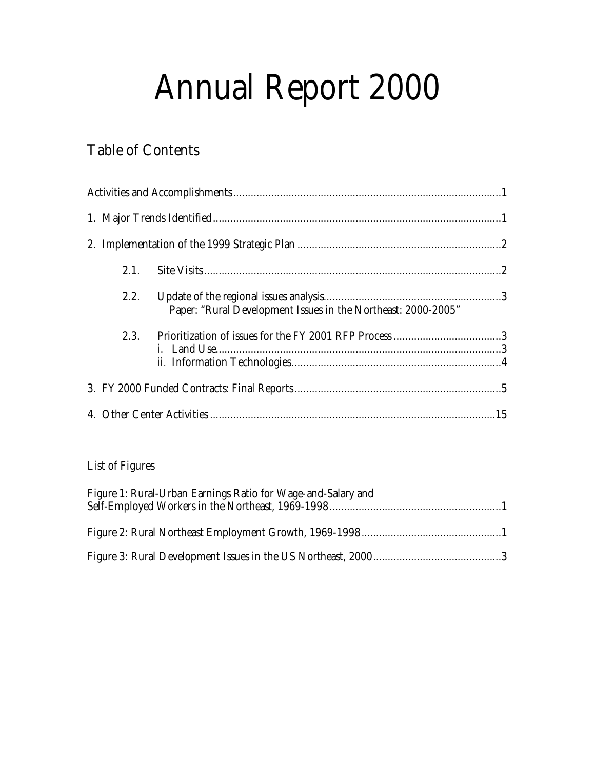# Annual Report 2000

## Table of Contents

Activities and Accomplishments..........................................................................................1

1. Major Trends Identified..................................................................................................1

2. Implementation of the 1999 Strategic Plan .....................................................................2

   2.1. Site Visits.....................................................................................................2

   2.2. Update of the regional issues analysis............................................................3
   Paper: "Rural Development Issues in the Northeast: 2000-2005"

   2.3. Prioritization of issues for the FY 2001 RFP Process.....................................3
   i. Land Use.................................................................................................3
   ii. Information Technologies.......................................................................4

3. FY 2000 Funded Contracts: Final Reports......................................................................5

4. Other Center Activities.................................................................................................15

List of Figures

Figure 1: Rural-Urban Earnings Ratio for Wage-and-Salary and Self-Employed Workers in the Northeast, 1969-1998..........................................................1

Figure 2: Rural Northeast Employment Growth, 1969-1998...............................................1

Figure 3: Rural Development Issues in the US Northeast, 2000...........................................3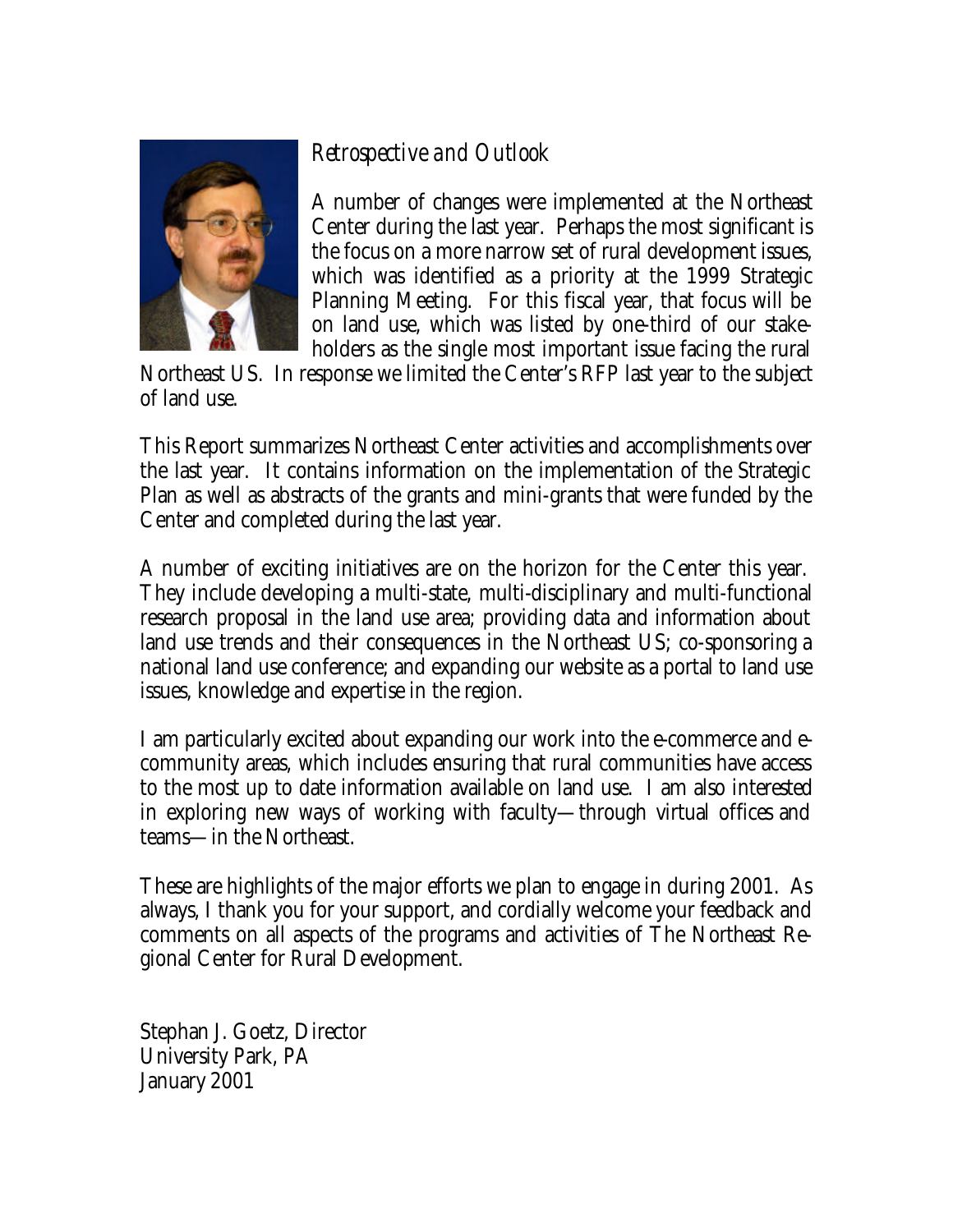## *Retrospective and Outlook*

A number of changes were implemented at the Northeast Center during the last year. Perhaps the most significant is the focus on a more narrow set of rural development issues, which was identified as a priority at the 1999 Strategic Planning Meeting. For this fiscal year, that focus will be on land use, which was listed by one-third of our stakeholders as the single most important issue facing the rural Northeast US. In response we limited the Center's RFP last year to the subject of land use.

This Report summarizes Northeast Center activities and accomplishments over the last year. It contains information on the implementation of the Strategic Plan as well as abstracts of the grants and mini-grants that were funded by the Center and completed during the last year.

A number of exciting initiatives are on the horizon for the Center this year. They include developing a multi-state, multi-disciplinary and multi-functional research proposal in the land use area; providing data and information about land use trends and their consequences in the Northeast US; co-sponsoring a national land use conference; and expanding our website as a portal to land use issues, knowledge and expertise in the region.

I am particularly excited about expanding our work into the e-commerce and e-community areas, which includes ensuring that rural communities have access to the most up to date information available on land use. I am also interested in exploring new ways of working with faculty—through virtual offices and teams—in the Northeast.

These are highlights of the major efforts we plan to engage in during 2001. As always, I thank you for your support, and cordially welcome your feedback and comments on all aspects of the programs and activities of The Northeast Regional Center for Rural Development.

Stephan J. Goetz, Director
University Park, PA
January 2001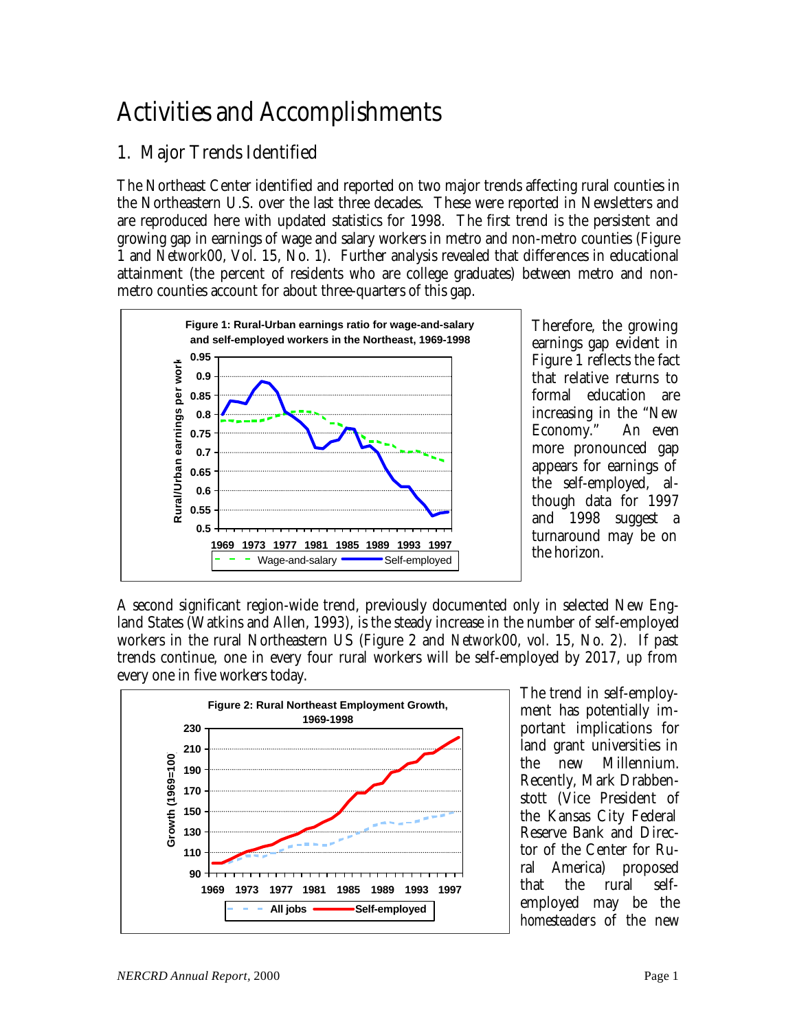# Activities and Accomplishments

## 1. Major Trends Identified

The Northeast Center identified and reported on two major trends affecting rural counties in the Northeastern U.S. over the last three decades. These were reported in Newsletters and are reproduced here with updated statistics for 1998. The first trend is the persistent and growing gap in earnings of wage and salary workers in metro and non-metro counties (Figure 1 and *Network00*, Vol. 15, No. 1). Further analysis revealed that differences in educational attainment (the percent of residents who are college graduates) between metro and non-metro counties account for about three-quarters of this gap.

**Figure 1: Rural-Urban earnings ratio for wage-and-salary and self-employed workers in the Northeast, 1969-1998**

Therefore, the growing earnings gap evident in Figure 1 reflects the fact that relative returns to formal education are increasing in the "New Economy." An even more pronounced gap appears for earnings of the self-employed, although data for 1997 and 1998 suggest a turnaround may be on the horizon.

A second significant region-wide trend, previously documented only in selected New England States (Watkins and Allen, 1993), is the steady increase in the number of self-employed workers in the rural Northeastern US (Figure 2 and *Network00*, vol. 15, No. 2). If past trends continue, one in every four rural workers will be self-employed by 2017, up from every one in five workers today.

**Figure 2: Rural Northeast Employment Growth, 1969-1998**

The trend in self-employment has potentially important implications for land grant universities in the new Millennium. Recently, Mark Drabbenstott (Vice President of the Kansas City Federal Reserve Bank and Director of the Center for Rural America) proposed that the rural self-employed may be the *homesteaders* of the new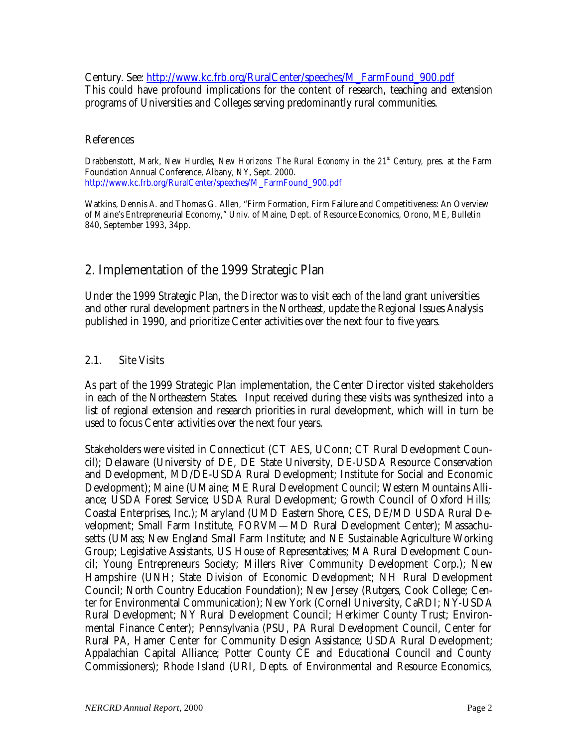Century. See: http://www.kc.frb.org/RuralCenter/speeches/M_FarmFound_900.pdf
This could have profound implications for the content of research, teaching and extension programs of Universities and Colleges serving predominantly rural communities.

### References

Drabbenstott, Mark, *New Hurdles, New Horizons: The Rural Economy in the 21st Century*, pres. at the Farm Foundation Annual Conference, Albany, NY, Sept. 2000.
http://www.kc.frb.org/RuralCenter/speeches/M_FarmFound_900.pdf

Watkins, Dennis A. and Thomas G. Allen, "Firm Formation, Firm Failure and Competitiveness: An Overview of Maine's Entrepreneurial Economy," Univ. of Maine, Dept. of Resource Economics, Orono, ME, Bulletin 840, September 1993, 34pp.

## 2. Implementation of the 1999 Strategic Plan

Under the 1999 Strategic Plan, the Director was to visit each of the land grant universities and other rural development partners in the Northeast, update the Regional Issues Analysis published in 1990, and prioritize Center activities over the next four to five years.

### 2.1. Site Visits

As part of the 1999 Strategic Plan implementation, the Center Director visited stakeholders in each of the Northeastern States. Input received during these visits was synthesized into a list of regional extension and research priorities in rural development, which will in turn be used to focus Center activities over the next four years.

Stakeholders were visited in Connecticut (CT AES, UConn; CT Rural Development Council); Delaware (University of DE, DE State University, DE-USDA Resource Conservation and Development, MD/DE-USDA Rural Development; Institute for Social and Economic Development); Maine (UMaine; ME Rural Development Council; Western Mountains Alliance; USDA Forest Service; USDA Rural Development; Growth Council of Oxford Hills; Coastal Enterprises, Inc.); Maryland (UMD Eastern Shore, CES, DE/MD USDA Rural Development; Small Farm Institute, FORVM—MD Rural Development Center); Massachusetts (UMass; New England Small Farm Institute; and NE Sustainable Agriculture Working Group; Legislative Assistants, US House of Representatives; MA Rural Development Council; Young Entrepreneurs Society; Millers River Community Development Corp.); New Hampshire (UNH; State Division of Economic Development; NH Rural Development Council; North Country Education Foundation); New Jersey (Rutgers, Cook College; Center for Environmental Communication); New York (Cornell University, CaRDI; NY-USDA Rural Development; NY Rural Development Council; Herkimer County Trust; Environmental Finance Center); Pennsylvania (PSU, PA Rural Development Council, Center for Rural PA, Hamer Center for Community Design Assistance; USDA Rural Development; Appalachian Capital Alliance; Potter County CE and Educational Council and County Commissioners); Rhode Island (URI, Depts. of Environmental and Resource Economics,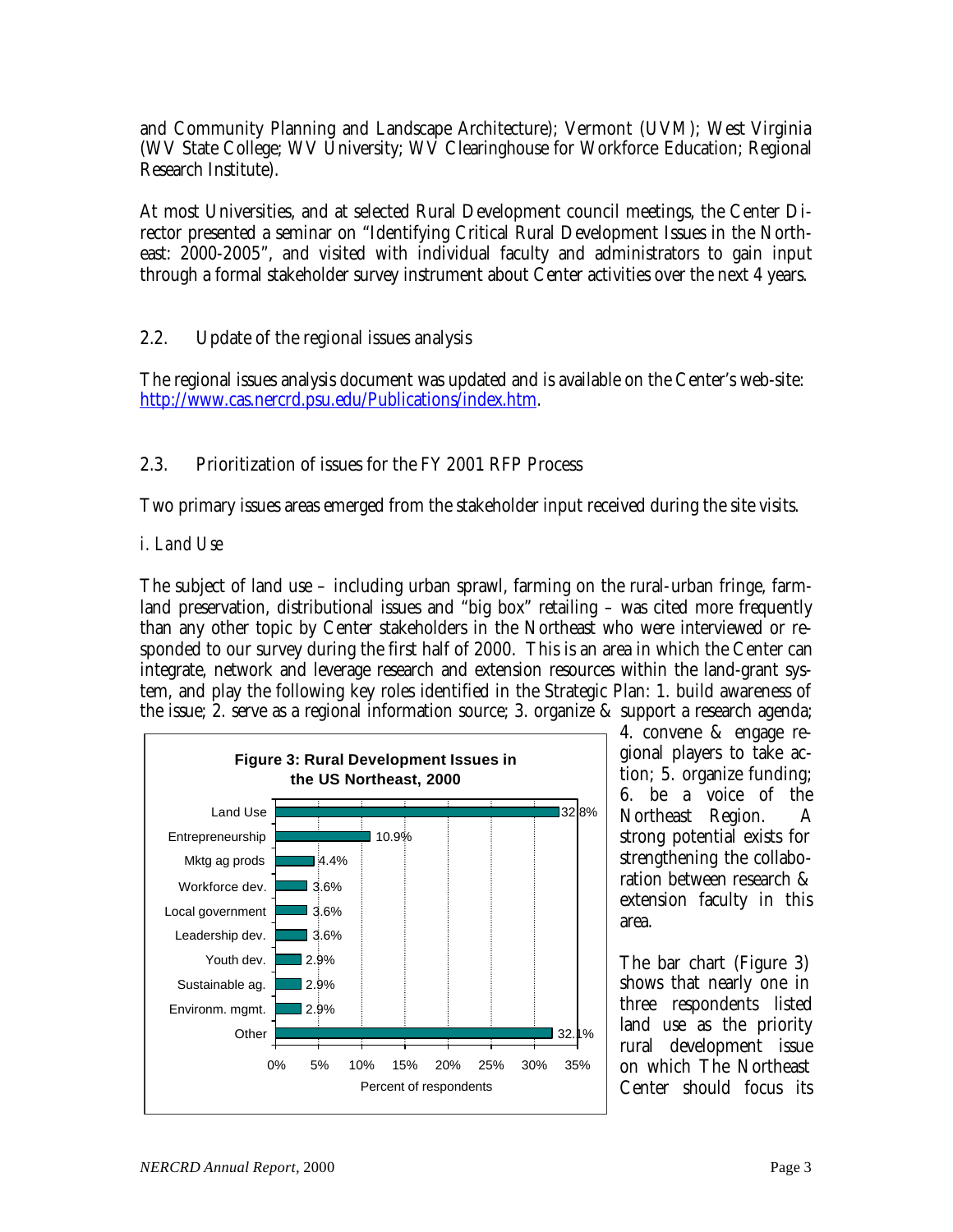and Community Planning and Landscape Architecture); Vermont (UVM); West Virginia (WV State College; WV University; WV Clearinghouse for Workforce Education; Regional Research Institute).

At most Universities, and at selected Rural Development council meetings, the Center Director presented a seminar on "Identifying Critical Rural Development Issues in the Northeast: 2000-2005", and visited with individual faculty and administrators to gain input through a formal stakeholder survey instrument about Center activities over the next 4 years.

## 2.2. Update of the regional issues analysis

The regional issues analysis document was updated and is available on the Center's web-site: http://www.cas.nercrd.psu.edu/Publications/index.htm.

## 2.3. Prioritization of issues for the FY 2001 RFP Process

Two primary issues areas emerged from the stakeholder input received during the site visits.

### *i. Land Use*

The subject of land use – including urban sprawl, farming on the rural-urban fringe, farmland preservation, distributional issues and "big box" retailing – was cited more frequently than any other topic by Center stakeholders in the Northeast who were interviewed or responded to our survey during the first half of 2000. This is an area in which the Center can integrate, network and leverage research and extension resources within the land-grant system, and play the following key roles identified in the Strategic Plan: 1. build awareness of the issue; 2. serve as a regional information source; 3. organize & support a research agenda; 4. convene & engage regional players to take action; 5. organize funding; 6. be a voice of the Northeast Region. A strong potential exists for strengthening the collaboration between research & extension faculty in this area.

**Figure 3: Rural Development Issues in the US Northeast, 2000**

| Issue | Percent of respondents |
|---|---|
| Land Use | 32.8% |
| Entrepreneurship | 10.9% |
| Mktg ag prods | 4.4% |
| Workforce dev. | 3.6% |
| Local government | 3.6% |
| Leadership dev. | 3.6% |
| Youth dev. | 2.9% |
| Sustainable ag. | 2.9% |
| Environm. mgmt. | 2.9% |
| Other | 32.1% |

The bar chart (Figure 3) shows that nearly one in three respondents listed land use as the priority rural development issue on which The Northeast Center should focus its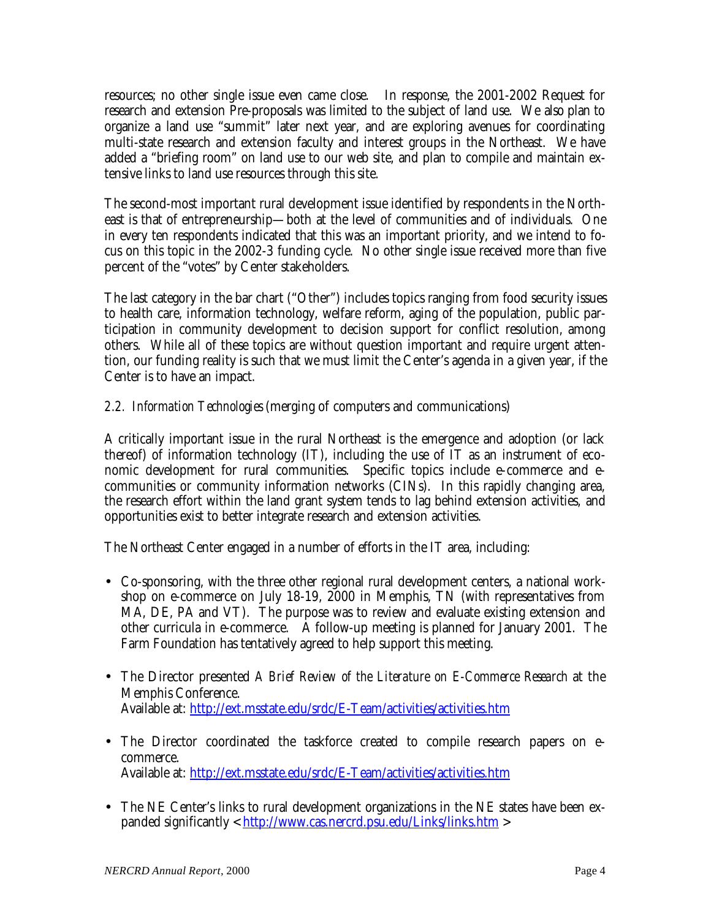resources; no other single issue even came close. In response, the 2001-2002 Request for research and extension Pre-proposals was limited to the subject of land use. We also plan to organize a land use "summit" later next year, and are exploring avenues for coordinating multi-state research and extension faculty and interest groups in the Northeast. We have added a "briefing room" on land use to our web site, and plan to compile and maintain extensive links to land use resources through this site.

The second-most important rural development issue identified by respondents in the Northeast is that of entrepreneurship—both at the level of communities and of individuals. One in every ten respondents indicated that this was an important priority, and we intend to focus on this topic in the 2002-3 funding cycle. No other single issue received more than five percent of the "votes" by Center stakeholders.

The last category in the bar chart ("Other") includes topics ranging from food security issues to health care, information technology, welfare reform, aging of the population, public participation in community development to decision support for conflict resolution, among others. While all of these topics are without question important and require urgent attention, our funding reality is such that we must limit the Center's agenda in a given year, if the Center is to have an impact.

2.2. *Information Technologies* (merging of computers and communications)

A critically important issue in the rural Northeast is the emergence and adoption (or lack thereof) of information technology (IT), including the use of IT as an instrument of economic development for rural communities. Specific topics include e-commerce and e-communities or community information networks (CINs). In this rapidly changing area, the research effort within the land grant system tends to lag behind extension activities, and opportunities exist to better integrate research and extension activities.

The Northeast Center engaged in a number of efforts in the IT area, including:

- Co-sponsoring, with the three other regional rural development centers, a national workshop on e-commerce on July 18-19, 2000 in Memphis, TN (with representatives from MA, DE, PA and VT). The purpose was to review and evaluate existing extension and other curricula in e-commerce. A follow-up meeting is planned for January 2001. The Farm Foundation has tentatively agreed to help support this meeting.

- The Director presented *A Brief Review of the Literature on E-Commerce Research* at the Memphis Conference.
  Available at: http://ext.msstate.edu/srdc/E-Team/activities/activities.htm

- The Director coordinated the taskforce created to compile research papers on e-commerce.
  Available at: http://ext.msstate.edu/srdc/E-Team/activities/activities.htm

- The NE Center's links to rural development organizations in the NE states have been expanded significantly < http://www.cas.nercrd.psu.edu/Links/links.htm >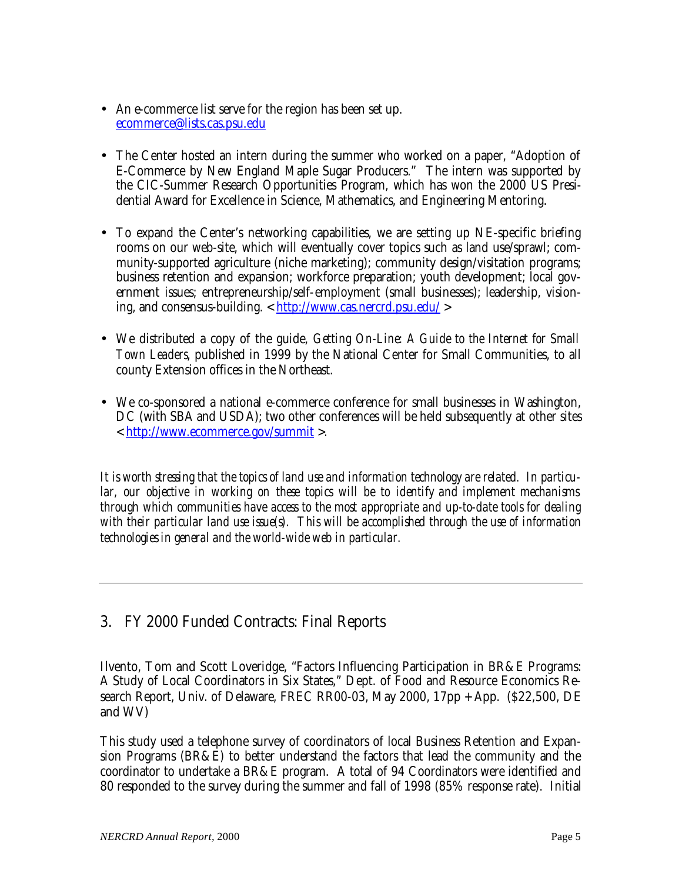- An e-commerce list serve for the region has been set up. ecommerce@lists.cas.psu.edu

- The Center hosted an intern during the summer who worked on a paper, "Adoption of E-Commerce by New England Maple Sugar Producers." The intern was supported by the CIC-Summer Research Opportunities Program, which has won the 2000 US Presidential Award for Excellence in Science, Mathematics, and Engineering Mentoring.

- To expand the Center's networking capabilities, we are setting up NE-specific briefing rooms on our web-site, which will eventually cover topics such as land use/sprawl; community-supported agriculture (niche marketing); community design/visitation programs; business retention and expansion; workforce preparation; youth development; local government issues; entrepreneurship/self-employment (small businesses); leadership, visioning, and consensus-building. < http://www.cas.nercrd.psu.edu/ >

- We distributed a copy of the guide, *Getting On-Line: A Guide to the Internet for Small Town Leaders*, published in 1999 by the National Center for Small Communities, to all county Extension offices in the Northeast.

- We co-sponsored a national e-commerce conference for small businesses in Washington, DC (with SBA and USDA); two other conferences will be held subsequently at other sites < http://www.ecommerce.gov/summit >.

*It is worth stressing that the topics of land use and information technology are related. In particular, our objective in working on these topics will be to identify and implement mechanisms through which communities have access to the most appropriate and up-to-date tools for dealing with their particular land use issue(s). This will be accomplished through the use of information technologies in general and the world-wide web in particular.*

---

## 3. FY 2000 Funded Contracts: Final Reports

Ilvento, Tom and Scott Loveridge, "Factors Influencing Participation in BR&E Programs: A Study of Local Coordinators in Six States," Dept. of Food and Resource Economics Research Report, Univ. of Delaware, FREC RR00-03, May 2000, 17pp + App. ($22,500, DE and WV)

This study used a telephone survey of coordinators of local Business Retention and Expansion Programs (BR&E) to better understand the factors that lead the community and the coordinator to undertake a BR&E program. A total of 94 Coordinators were identified and 80 responded to the survey during the summer and fall of 1998 (85% response rate). Initial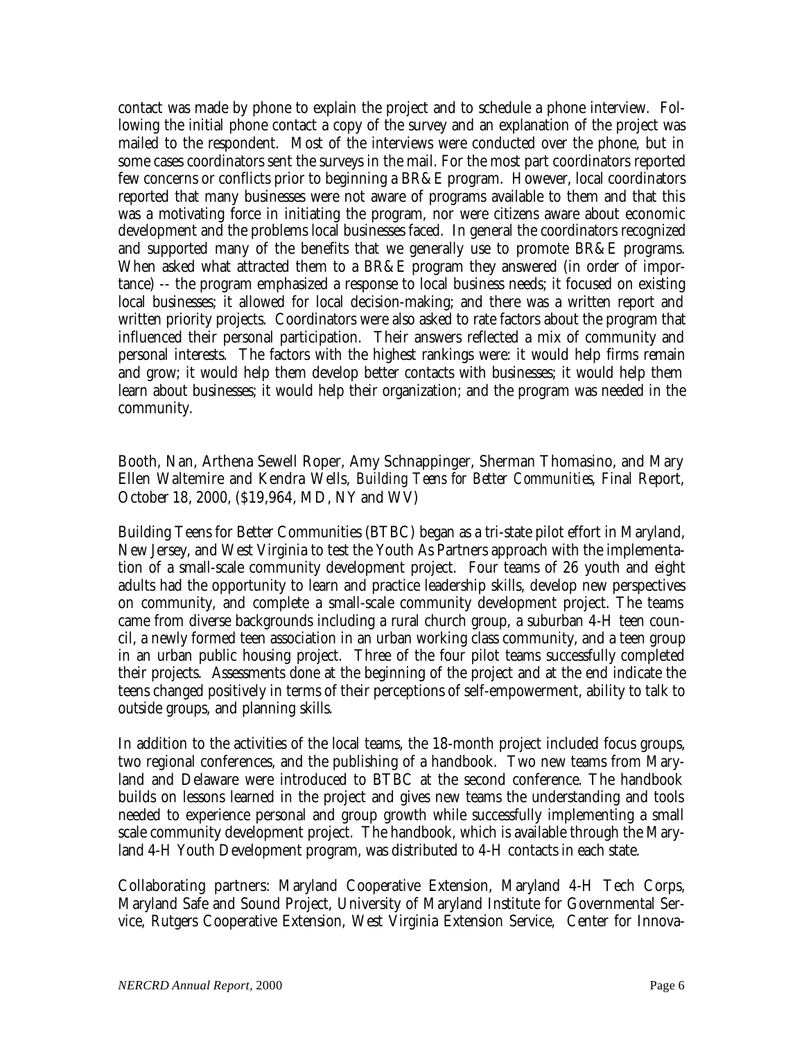contact was made by phone to explain the project and to schedule a phone interview. Following the initial phone contact a copy of the survey and an explanation of the project was mailed to the respondent. Most of the interviews were conducted over the phone, but in some cases coordinators sent the surveys in the mail. For the most part coordinators reported few concerns or conflicts prior to beginning a BR&E program. However, local coordinators reported that many businesses were not aware of programs available to them and that this was a motivating force in initiating the program, nor were citizens aware about economic development and the problems local businesses faced. In general the coordinators recognized and supported many of the benefits that we generally use to promote BR&E programs. When asked what attracted them to a BR&E program they answered (in order of importance) -- the program emphasized a response to local business needs; it focused on existing local businesses; it allowed for local decision-making; and there was a written report and written priority projects. Coordinators were also asked to rate factors about the program that influenced their personal participation. Their answers reflected a mix of community and personal interests. The factors with the highest rankings were: it would help firms remain and grow; it would help them develop better contacts with businesses; it would help them learn about businesses; it would help their organization; and the program was needed in the community.

Booth, Nan, Arthena Sewell Roper, Amy Schnappinger, Sherman Thomasino, and Mary Ellen Waltemire and Kendra Wells, *Building Teens for Better Communities*, Final Report, October 18, 2000, ($19,964, MD, NY and WV)

Building Teens for Better Communities (BTBC) began as a tri-state pilot effort in Maryland, New Jersey, and West Virginia to test the Youth As Partners approach with the implementation of a small-scale community development project. Four teams of 26 youth and eight adults had the opportunity to learn and practice leadership skills, develop new perspectives on community, and complete a small-scale community development project. The teams came from diverse backgrounds including a rural church group, a suburban 4-H teen council, a newly formed teen association in an urban working class community, and a teen group in an urban public housing project. Three of the four pilot teams successfully completed their projects. Assessments done at the beginning of the project and at the end indicate the teens changed positively in terms of their perceptions of self-empowerment, ability to talk to outside groups, and planning skills.

In addition to the activities of the local teams, the 18-month project included focus groups, two regional conferences, and the publishing of a handbook. Two new teams from Maryland and Delaware were introduced to BTBC at the second conference. The handbook builds on lessons learned in the project and gives new teams the understanding and tools needed to experience personal and group growth while successfully implementing a small scale community development project. The handbook, which is available through the Maryland 4-H Youth Development program, was distributed to 4-H contacts in each state.

Collaborating partners: Maryland Cooperative Extension, Maryland 4-H Tech Corps, Maryland Safe and Sound Project, University of Maryland Institute for Governmental Service, Rutgers Cooperative Extension, West Virginia Extension Service, Center for Innova-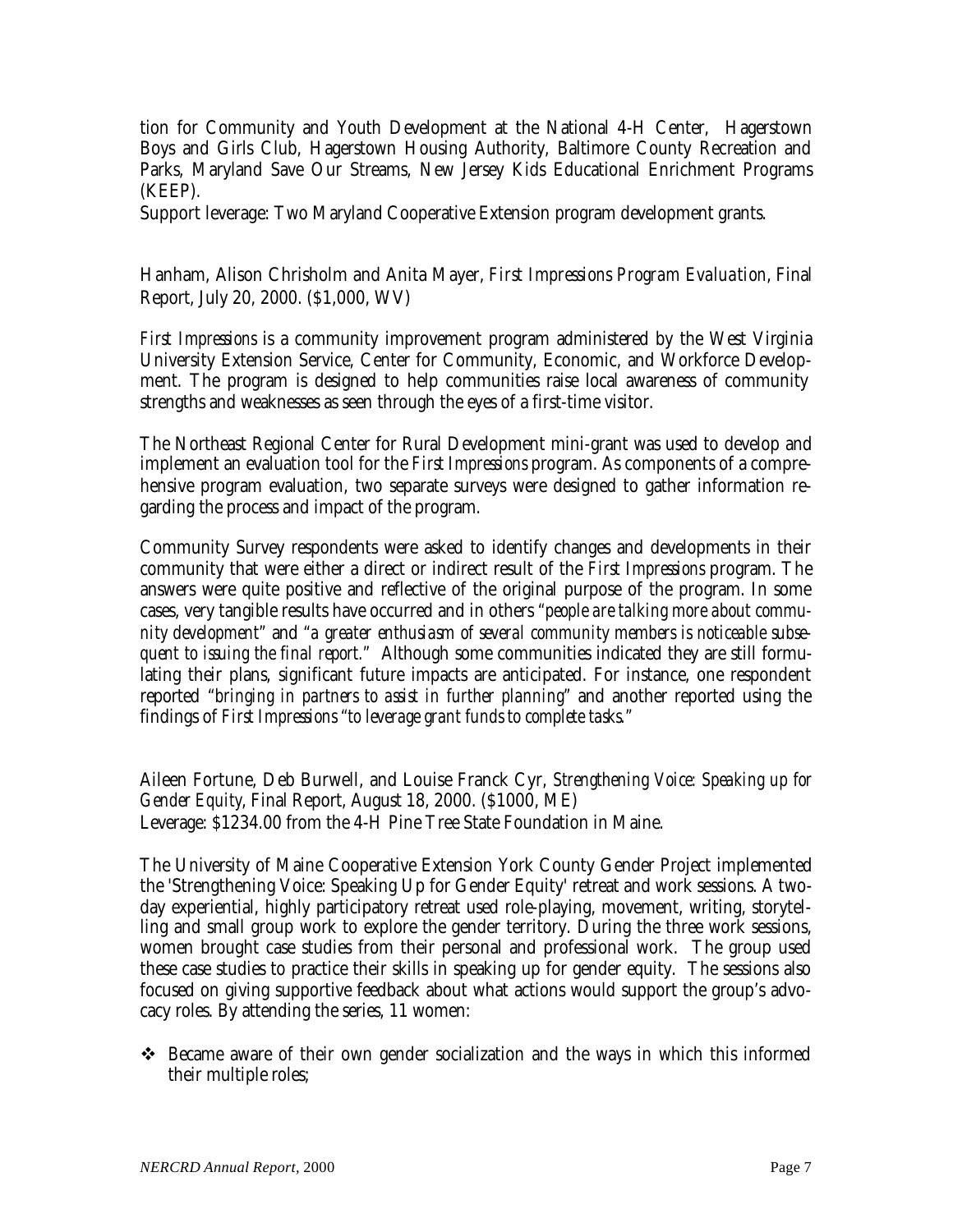tion for Community and Youth Development at the National 4-H Center, Hagerstown Boys and Girls Club, Hagerstown Housing Authority, Baltimore County Recreation and Parks, Maryland Save Our Streams, New Jersey Kids Educational Enrichment Programs (KEEP).

Support leverage: Two Maryland Cooperative Extension program development grants.

Hanham, Alison Chrisholm and Anita Mayer, *First Impressions Program Evaluation*, Final Report, July 20, 2000. ($1,000, WV)

*First Impressions* is a community improvement program administered by the West Virginia University Extension Service, Center for Community, Economic, and Workforce Development. The program is designed to help communities raise local awareness of community strengths and weaknesses as seen through the eyes of a first-time visitor.

The Northeast Regional Center for Rural Development mini-grant was used to develop and implement an evaluation tool for the *First Impressions* program. As components of a comprehensive program evaluation, two separate surveys were designed to gather information regarding the process and impact of the program.

Community Survey respondents were asked to identify changes and developments in their community that were either a direct or indirect result of the *First Impressions* program. The answers were quite positive and reflective of the original purpose of the program. In some cases, very tangible results have occurred and in others "*people are talking more about community development*" and "*a greater enthusiasm of several community members is noticeable subsequent to issuing the final report.*" Although some communities indicated they are still formulating their plans, significant future impacts are anticipated. For instance, one respondent reported "*bringing in partners to assist in further planning*" and another reported using the findings of *First Impressions* "*to leverage grant funds to complete tasks.*"

Aileen Fortune, Deb Burwell, and Louise Franck Cyr, *Strengthening Voice: Speaking up for Gender Equity*, Final Report, August 18, 2000. ($1000, ME)
Leverage: $1234.00 from the 4-H Pine Tree State Foundation in Maine.

The University of Maine Cooperative Extension York County Gender Project implemented the 'Strengthening Voice: Speaking Up for Gender Equity' retreat and work sessions. A two-day experiential, highly participatory retreat used role-playing, movement, writing, storytelling and small group work to explore the gender territory. During the three work sessions, women brought case studies from their personal and professional work. The group used these case studies to practice their skills in speaking up for gender equity. The sessions also focused on giving supportive feedback about what actions would support the group's advocacy roles. By attending the series, 11 women:

- Became aware of their own gender socialization and the ways in which this informed their multiple roles;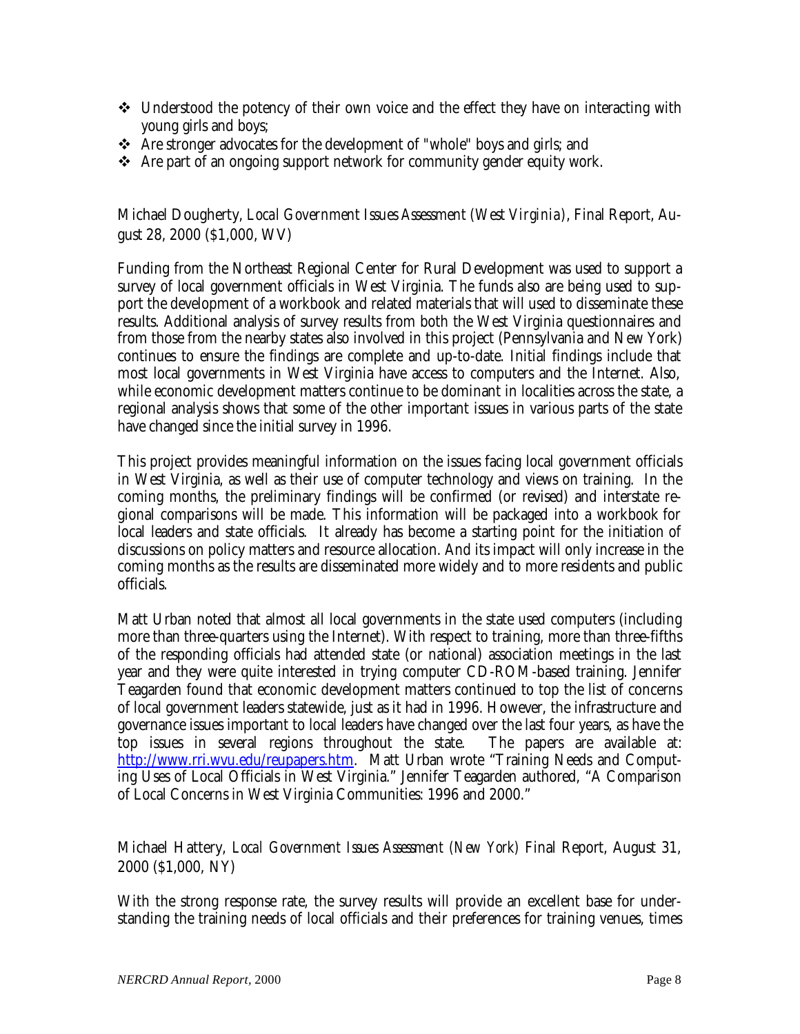- Understood the potency of their own voice and the effect they have on interacting with young girls and boys;
- Are stronger advocates for the development of "whole" boys and girls; and
- Are part of an ongoing support network for community gender equity work.

Michael Dougherty, *Local Government Issues Assessment (West Virginia)*, Final Report, August 28, 2000 ($1,000, WV)

Funding from the Northeast Regional Center for Rural Development was used to support a survey of local government officials in West Virginia. The funds also are being used to support the development of a workbook and related materials that will used to disseminate these results. Additional analysis of survey results from both the West Virginia questionnaires and from those from the nearby states also involved in this project (Pennsylvania and New York) continues to ensure the findings are complete and up-to-date. Initial findings include that most local governments in West Virginia have access to computers and the Internet. Also, while economic development matters continue to be dominant in localities across the state, a regional analysis shows that some of the other important issues in various parts of the state have changed since the initial survey in 1996.

This project provides meaningful information on the issues facing local government officials in West Virginia, as well as their use of computer technology and views on training. In the coming months, the preliminary findings will be confirmed (or revised) and interstate regional comparisons will be made. This information will be packaged into a workbook for local leaders and state officials. It already has become a starting point for the initiation of discussions on policy matters and resource allocation. And its impact will only increase in the coming months as the results are disseminated more widely and to more residents and public officials.

Matt Urban noted that almost all local governments in the state used computers (including more than three-quarters using the Internet). With respect to training, more than three-fifths of the responding officials had attended state (or national) association meetings in the last year and they were quite interested in trying computer CD-ROM-based training. Jennifer Teagarden found that economic development matters continued to top the list of concerns of local government leaders statewide, just as it had in 1996. However, the infrastructure and governance issues important to local leaders have changed over the last four years, as have the top issues in several regions throughout the state. The papers are available at: http://www.rri.wvu.edu/reupapers.htm. Matt Urban wrote "Training Needs and Computing Uses of Local Officials in West Virginia." Jennifer Teagarden authored, "A Comparison of Local Concerns in West Virginia Communities: 1996 and 2000."

Michael Hattery, *Local Government Issues Assessment (New York)* Final Report, August 31, 2000 ($1,000, NY)

With the strong response rate, the survey results will provide an excellent base for understanding the training needs of local officials and their preferences for training venues, times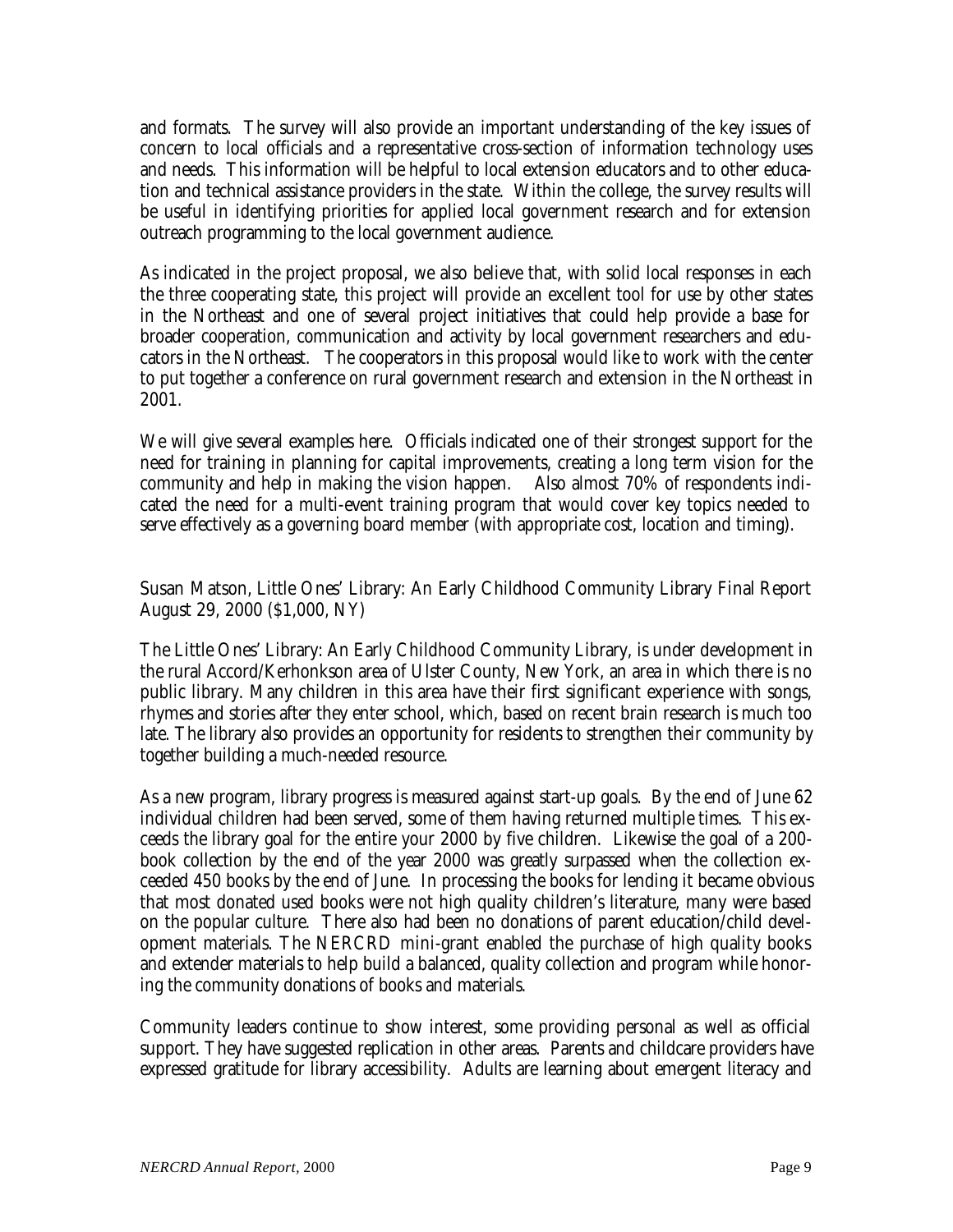and formats. The survey will also provide an important understanding of the key issues of concern to local officials and a representative cross-section of information technology uses and needs. This information will be helpful to local extension educators and to other education and technical assistance providers in the state. Within the college, the survey results will be useful in identifying priorities for applied local government research and for extension outreach programming to the local government audience.

As indicated in the project proposal, we also believe that, with solid local responses in each the three cooperating state, this project will provide an excellent tool for use by other states in the Northeast and one of several project initiatives that could help provide a base for broader cooperation, communication and activity by local government researchers and educators in the Northeast. The cooperators in this proposal would like to work with the center to put together a conference on rural government research and extension in the Northeast in 2001.

We will give several examples here. Officials indicated one of their strongest support for the need for training in planning for capital improvements, creating a long term vision for the community and help in making the vision happen. Also almost 70% of respondents indicated the need for a multi-event training program that would cover key topics needed to serve effectively as a governing board member (with appropriate cost, location and timing).

Susan Matson, Little Ones' Library: An Early Childhood Community Library Final Report August 29, 2000 ($1,000, NY)

The Little Ones' Library: An Early Childhood Community Library, is under development in the rural Accord/Kerhonkson area of Ulster County, New York, an area in which there is no public library. Many children in this area have their first significant experience with songs, rhymes and stories after they enter school, which, based on recent brain research is much too late. The library also provides an opportunity for residents to strengthen their community by together building a much-needed resource.

As a new program, library progress is measured against start-up goals. By the end of June 62 individual children had been served, some of them having returned multiple times. This exceeds the library goal for the entire your 2000 by five children. Likewise the goal of a 200-book collection by the end of the year 2000 was greatly surpassed when the collection exceeded 450 books by the end of June. In processing the books for lending it became obvious that most donated used books were not high quality children's literature, many were based on the popular culture. There also had been no donations of parent education/child development materials. The NERCRD mini-grant enabled the purchase of high quality books and extender materials to help build a balanced, quality collection and program while honoring the community donations of books and materials.

Community leaders continue to show interest, some providing personal as well as official support. They have suggested replication in other areas. Parents and childcare providers have expressed gratitude for library accessibility. Adults are learning about emergent literacy and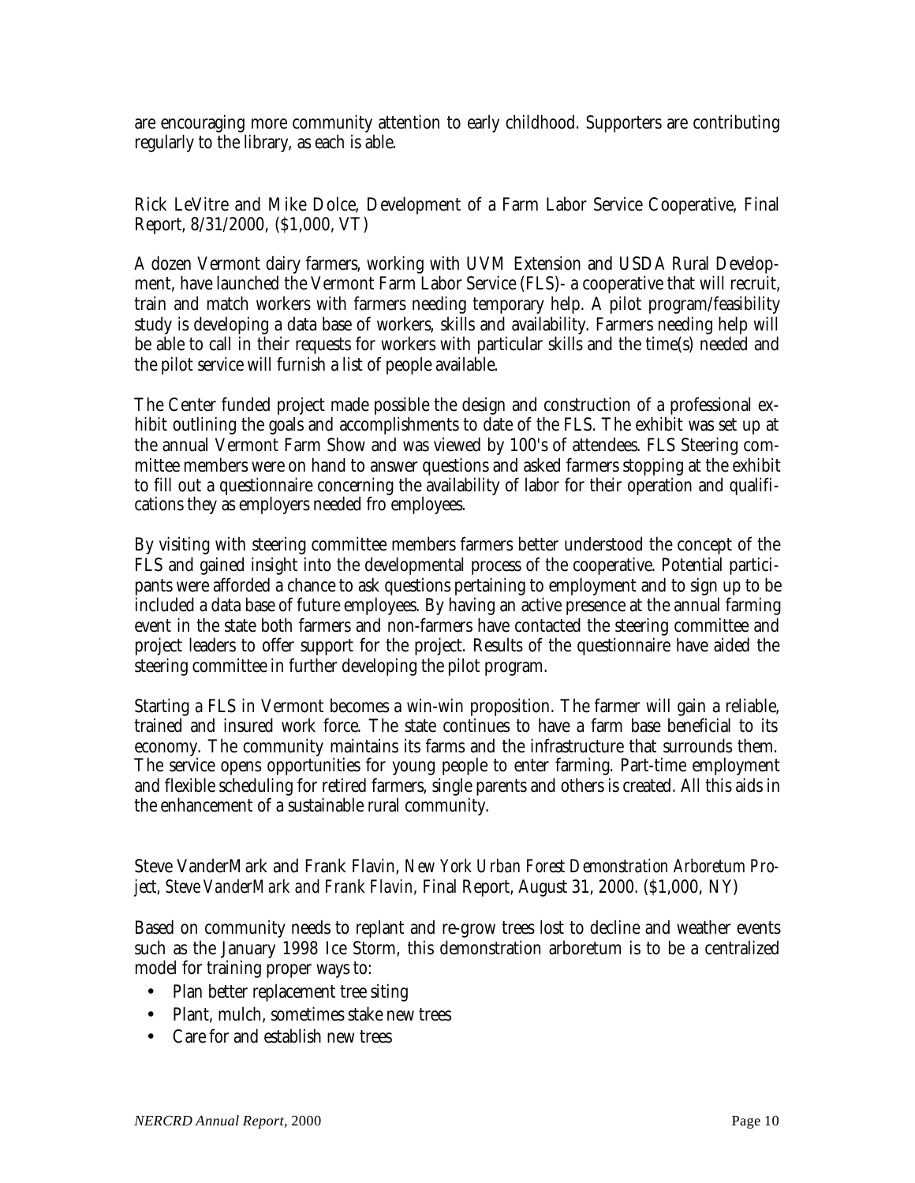are encouraging more community attention to early childhood. Supporters are contributing regularly to the library, as each is able.

Rick LeVitre and Mike Dolce, Development of a Farm Labor Service Cooperative, Final Report, 8/31/2000, ($1,000, VT)

A dozen Vermont dairy farmers, working with UVM Extension and USDA Rural Development, have launched the Vermont Farm Labor Service (FLS)- a cooperative that will recruit, train and match workers with farmers needing temporary help. A pilot program/feasibility study is developing a data base of workers, skills and availability. Farmers needing help will be able to call in their requests for workers with particular skills and the time(s) needed and the pilot service will furnish a list of people available.

The Center funded project made possible the design and construction of a professional exhibit outlining the goals and accomplishments to date of the FLS. The exhibit was set up at the annual Vermont Farm Show and was viewed by 100's of attendees. FLS Steering committee members were on hand to answer questions and asked farmers stopping at the exhibit to fill out a questionnaire concerning the availability of labor for their operation and qualifications they as employers needed fro employees.

By visiting with steering committee members farmers better understood the concept of the FLS and gained insight into the developmental process of the cooperative. Potential participants were afforded a chance to ask questions pertaining to employment and to sign up to be included a data base of future employees. By having an active presence at the annual farming event in the state both farmers and non-farmers have contacted the steering committee and project leaders to offer support for the project. Results of the questionnaire have aided the steering committee in further developing the pilot program.

Starting a FLS in Vermont becomes a win-win proposition. The farmer will gain a reliable, trained and insured work force. The state continues to have a farm base beneficial to its economy. The community maintains its farms and the infrastructure that surrounds them. The service opens opportunities for young people to enter farming. Part-time employment and flexible scheduling for retired farmers, single parents and others is created. All this aids in the enhancement of a sustainable rural community.

Steve VanderMark and Frank Flavin, *New York Urban Forest Demonstration Arboretum Project, Steve VanderMark and Frank Flavin,* Final Report, August 31, 2000. ($1,000, NY)

Based on community needs to replant and re-grow trees lost to decline and weather events such as the January 1998 Ice Storm, this demonstration arboretum is to be a centralized model for training proper ways to:

- Plan better replacement tree siting
- Plant, mulch, sometimes stake new trees
- Care for and establish new trees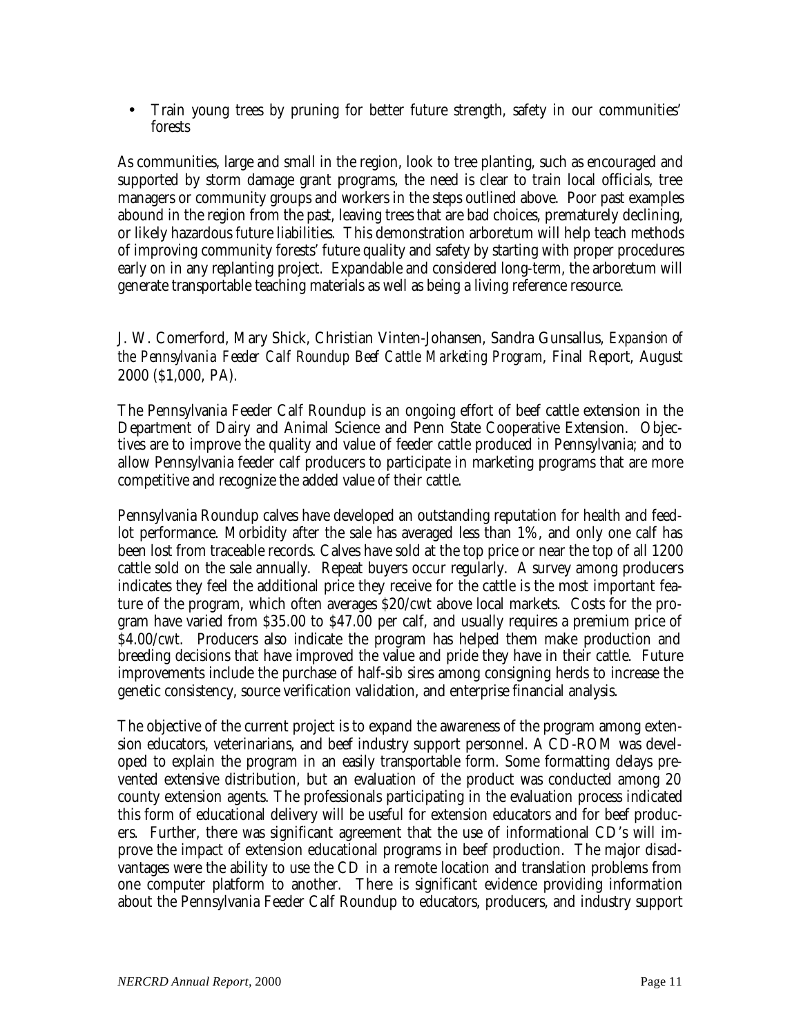- Train young trees by pruning for better future strength, safety in our communities' forests

As communities, large and small in the region, look to tree planting, such as encouraged and supported by storm damage grant programs, the need is clear to train local officials, tree managers or community groups and workers in the steps outlined above. Poor past examples abound in the region from the past, leaving trees that are bad choices, prematurely declining, or likely hazardous future liabilities. This demonstration arboretum will help teach methods of improving community forests' future quality and safety by starting with proper procedures early on in any replanting project. Expandable and considered long-term, the arboretum will generate transportable teaching materials as well as being a living reference resource.

J. W. Comerford, Mary Shick, Christian Vinten-Johansen, Sandra Gunsallus, *Expansion of the Pennsylvania Feeder Calf Roundup Beef Cattle Marketing Program*, Final Report, August 2000 ($1,000, PA).

The Pennsylvania Feeder Calf Roundup is an ongoing effort of beef cattle extension in the Department of Dairy and Animal Science and Penn State Cooperative Extension. Objectives are to improve the quality and value of feeder cattle produced in Pennsylvania; and to allow Pennsylvania feeder calf producers to participate in marketing programs that are more competitive and recognize the added value of their cattle.

Pennsylvania Roundup calves have developed an outstanding reputation for health and feedlot performance. Morbidity after the sale has averaged less than 1%, and only one calf has been lost from traceable records. Calves have sold at the top price or near the top of all 1200 cattle sold on the sale annually. Repeat buyers occur regularly. A survey among producers indicates they feel the additional price they receive for the cattle is the most important feature of the program, which often averages $20/cwt above local markets. Costs for the program have varied from $35.00 to $47.00 per calf, and usually requires a premium price of $4.00/cwt. Producers also indicate the program has helped them make production and breeding decisions that have improved the value and pride they have in their cattle. Future improvements include the purchase of half-sib sires among consigning herds to increase the genetic consistency, source verification validation, and enterprise financial analysis.

The objective of the current project is to expand the awareness of the program among extension educators, veterinarians, and beef industry support personnel. A CD-ROM was developed to explain the program in an easily transportable form. Some formatting delays prevented extensive distribution, but an evaluation of the product was conducted among 20 county extension agents. The professionals participating in the evaluation process indicated this form of educational delivery will be useful for extension educators and for beef producers. Further, there was significant agreement that the use of informational CD's will improve the impact of extension educational programs in beef production. The major disadvantages were the ability to use the CD in a remote location and translation problems from one computer platform to another. There is significant evidence providing information about the Pennsylvania Feeder Calf Roundup to educators, producers, and industry support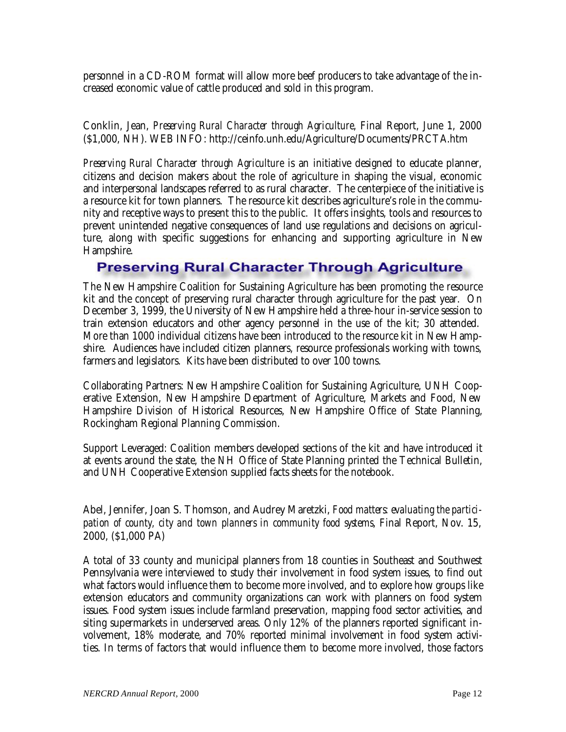personnel in a CD-ROM format will allow more beef producers to take advantage of the increased economic value of cattle produced and sold in this program.

Conklin, Jean, *Preserving Rural Character through Agriculture*, Final Report, June 1, 2000 ($1,000, NH). WEB INFO: http://ceinfo.unh.edu/Agriculture/Documents/PRCTA.htm

*Preserving Rural Character through Agriculture* is an initiative designed to educate planner, citizens and decision makers about the role of agriculture in shaping the visual, economic and interpersonal landscapes referred to as rural character. The centerpiece of the initiative is a resource kit for town planners. The resource kit describes agriculture's role in the community and receptive ways to present this to the public. It offers insights, tools and resources to prevent unintended negative consequences of land use regulations and decisions on agriculture, along with specific suggestions for enhancing and supporting agriculture in New Hampshire.

## Preserving Rural Character Through Agriculture

The New Hampshire Coalition for Sustaining Agriculture has been promoting the resource kit and the concept of preserving rural character through agriculture for the past year. On December 3, 1999, the University of New Hampshire held a three-hour in-service session to train extension educators and other agency personnel in the use of the kit; 30 attended. More than 1000 individual citizens have been introduced to the resource kit in New Hampshire. Audiences have included citizen planners, resource professionals working with towns, farmers and legislators. Kits have been distributed to over 100 towns.

Collaborating Partners: New Hampshire Coalition for Sustaining Agriculture, UNH Cooperative Extension, New Hampshire Department of Agriculture, Markets and Food, New Hampshire Division of Historical Resources, New Hampshire Office of State Planning, Rockingham Regional Planning Commission.

Support Leveraged: Coalition members developed sections of the kit and have introduced it at events around the state, the NH Office of State Planning printed the Technical Bulletin, and UNH Cooperative Extension supplied facts sheets for the notebook.

Abel, Jennifer, Joan S. Thomson, and Audrey Maretzki, *Food matters: evaluating the participation of county, city and town planners in community food systems*, Final Report, Nov. 15, 2000, ($1,000 PA)

A total of 33 county and municipal planners from 18 counties in Southeast and Southwest Pennsylvania were interviewed to study their involvement in food system issues, to find out what factors would influence them to become more involved, and to explore how groups like extension educators and community organizations can work with planners on food system issues. Food system issues include farmland preservation, mapping food sector activities, and siting supermarkets in underserved areas. Only 12% of the planners reported significant involvement, 18% moderate, and 70% reported minimal involvement in food system activities. In terms of factors that would influence them to become more involved, those factors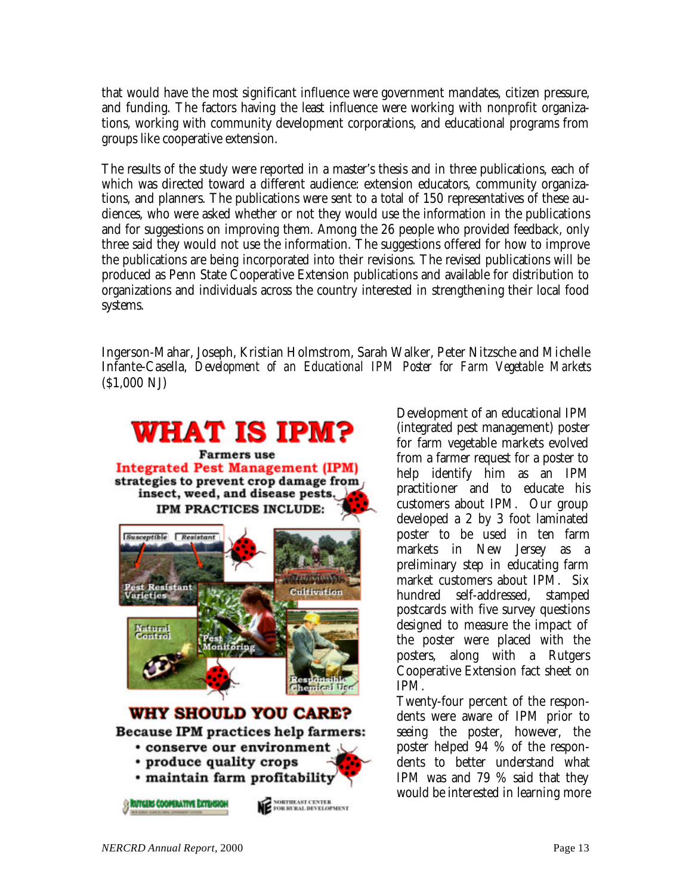that would have the most significant influence were government mandates, citizen pressure, and funding. The factors having the least influence were working with nonprofit organizations, working with community development corporations, and educational programs from groups like cooperative extension.

The results of the study were reported in a master's thesis and in three publications, each of which was directed toward a different audience: extension educators, community organizations, and planners. The publications were sent to a total of 150 representatives of these audiences, who were asked whether or not they would use the information in the publications and for suggestions on improving them. Among the 26 people who provided feedback, only three said they would not use the information. The suggestions offered for how to improve the publications are being incorporated into their revisions. The revised publications will be produced as Penn State Cooperative Extension publications and available for distribution to organizations and individuals across the country interested in strengthening their local food systems.

Ingerson-Mahar, Joseph, Kristian Holmstrom, Sarah Walker, Peter Nitzsche and Michelle Infante-Casella, *Development of an Educational IPM Poster for Farm Vegetable Markets* ($1,000 NJ)

Development of an educational IPM (integrated pest management) poster for farm vegetable markets evolved from a farmer request for a poster to help identify him as an IPM practitioner and to educate his customers about IPM. Our group developed a 2 by 3 foot laminated poster to be used in ten farm markets in New Jersey as a preliminary step in educating farm market customers about IPM. Six hundred self-addressed, stamped postcards with five survey questions designed to measure the impact of the poster were placed with the posters, along with a Rutgers Cooperative Extension fact sheet on IPM.

Twenty-four percent of the respondents were aware of IPM prior to seeing the poster, however, the poster helped 94 % of the respondents to better understand what IPM was and 79 % said that they would be interested in learning more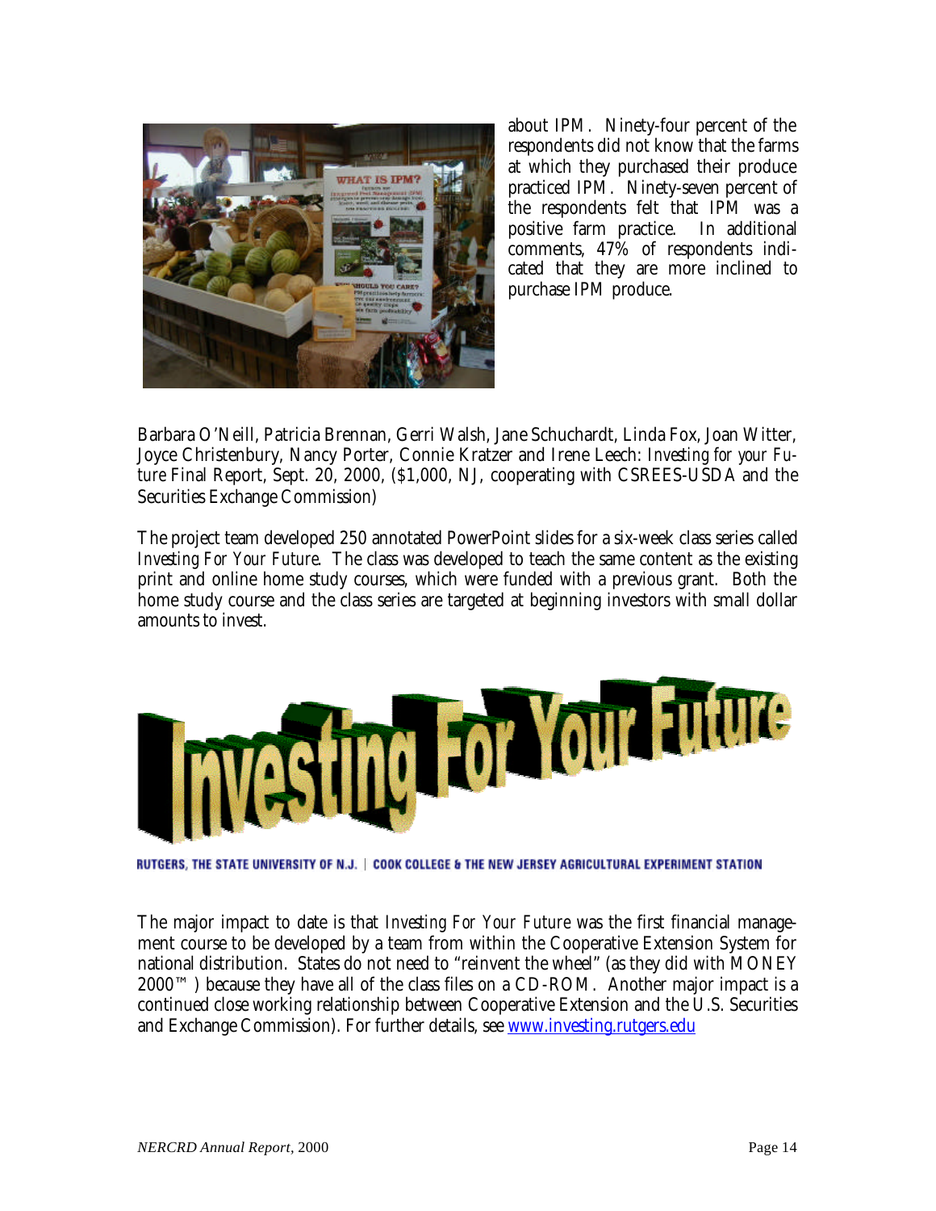about IPM. Ninety-four percent of the respondents did not know that the farms at which they purchased their produce practiced IPM. Ninety-seven percent of the respondents felt that IPM was a positive farm practice. In additional comments, 47% of respondents indicated that they are more inclined to purchase IPM produce.

Barbara O'Neill, Patricia Brennan, Gerri Walsh, Jane Schuchardt, Linda Fox, Joan Witter, Joyce Christenbury, Nancy Porter, Connie Kratzer and Irene Leech: *Investing for your Future* Final Report, Sept. 20, 2000, ($1,000, NJ, cooperating with CSREES-USDA and the Securities Exchange Commission)

The project team developed 250 annotated PowerPoint slides for a six-week class series called *Investing For Your Future*. The class was developed to teach the same content as the existing print and online home study courses, which were funded with a previous grant. Both the home study course and the class series are targeted at beginning investors with small dollar amounts to invest.

Investing For Your Future

RUTGERS, THE STATE UNIVERSITY OF N.J. | COOK COLLEGE & THE NEW JERSEY AGRICULTURAL EXPERIMENT STATION

The major impact to date is that *Investing For Your Future* was the first financial management course to be developed by a team from within the Cooperative Extension System for national distribution. States do not need to "reinvent the wheel" (as they did with MONEY 2000™ ) because they have all of the class files on a CD-ROM. Another major impact is a continued close working relationship between Cooperative Extension and the U.S. Securities and Exchange Commission). For further details, see [www.investing.rutgers.edu](http://www.investing.rutgers.edu)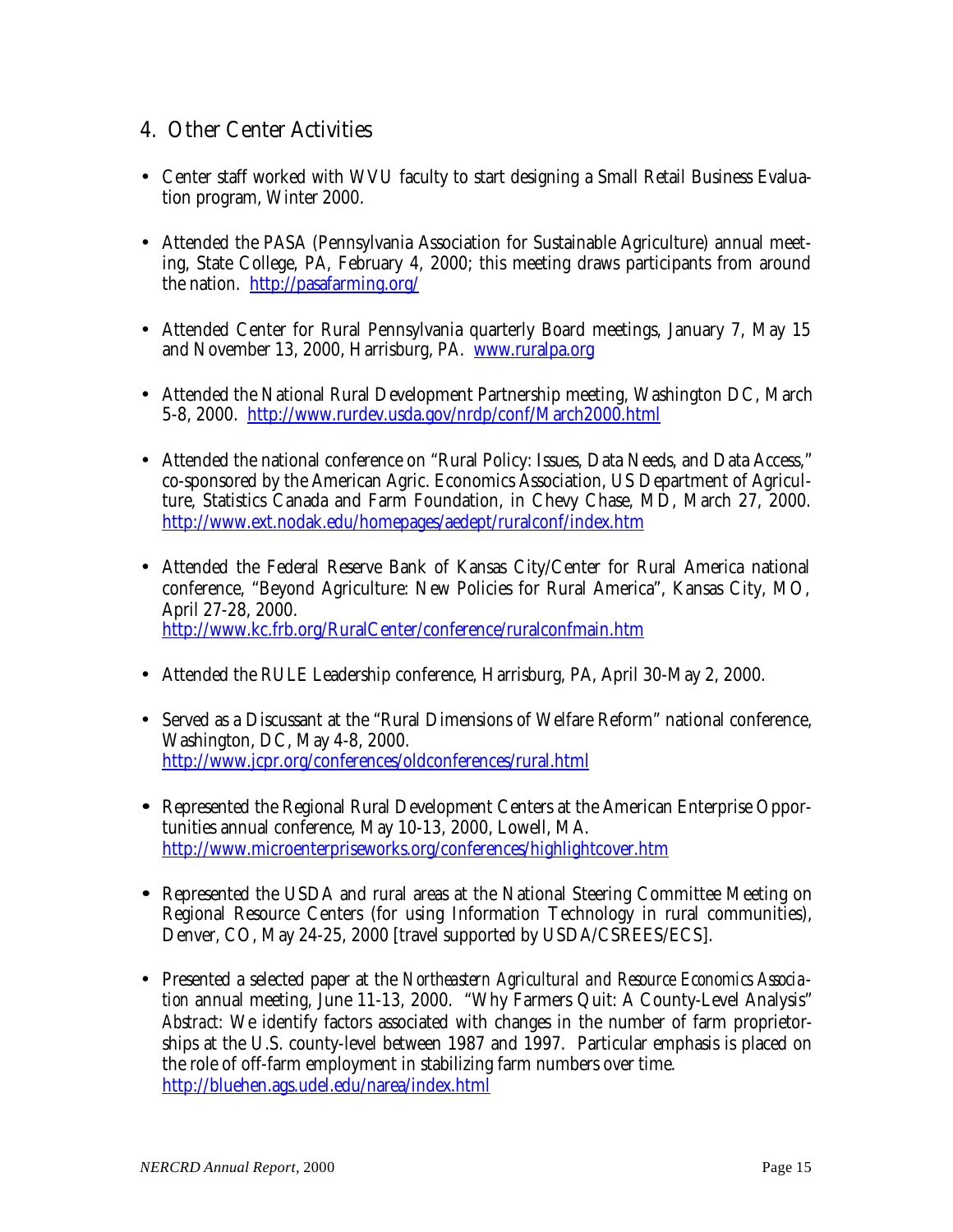## 4. Other Center Activities

- Center staff worked with WVU faculty to start designing a Small Retail Business Evaluation program, Winter 2000.

- Attended the PASA (Pennsylvania Association for Sustainable Agriculture) annual meeting, State College, PA, February 4, 2000; this meeting draws participants from around the nation. http://pasafarming.org/

- Attended Center for Rural Pennsylvania quarterly Board meetings, January 7, May 15 and November 13, 2000, Harrisburg, PA. www.ruralpa.org

- Attended the National Rural Development Partnership meeting, Washington DC, March 5-8, 2000. http://www.rurdev.usda.gov/nrdp/conf/March2000.html

- Attended the national conference on "Rural Policy: Issues, Data Needs, and Data Access," co-sponsored by the American Agric. Economics Association, US Department of Agriculture, Statistics Canada and Farm Foundation, in Chevy Chase, MD, March 27, 2000. http://www.ext.nodak.edu/homepages/aedept/ruralconf/index.htm

- Attended the Federal Reserve Bank of Kansas City/Center for Rural America national conference, "Beyond Agriculture: New Policies for Rural America", Kansas City, MO, April 27-28, 2000. http://www.kc.frb.org/RuralCenter/conference/ruralconfmain.htm

- Attended the RULE Leadership conference, Harrisburg, PA, April 30-May 2, 2000.

- Served as a Discussant at the "Rural Dimensions of Welfare Reform" national conference, Washington, DC, May 4-8, 2000. http://www.jcpr.org/conferences/oldconferences/rural.html

- Represented the Regional Rural Development Centers at the American Enterprise Opportunities annual conference, May 10-13, 2000, Lowell, MA. http://www.microenterpriseworks.org/conferences/highlightcover.htm

- Represented the USDA and rural areas at the National Steering Committee Meeting on Regional Resource Centers (for using Information Technology in rural communities), Denver, CO, May 24-25, 2000 [travel supported by USDA/CSREES/ECS].

- Presented a selected paper at the *Northeastern Agricultural and Resource Economics Association* annual meeting, June 11-13, 2000. "Why Farmers Quit: A County-Level Analysis" *Abstract*: We identify factors associated with changes in the number of farm proprietorships at the U.S. county-level between 1987 and 1997. Particular emphasis is placed on the role of off-farm employment in stabilizing farm numbers over time. http://bluehen.ags.udel.edu/narea/index.html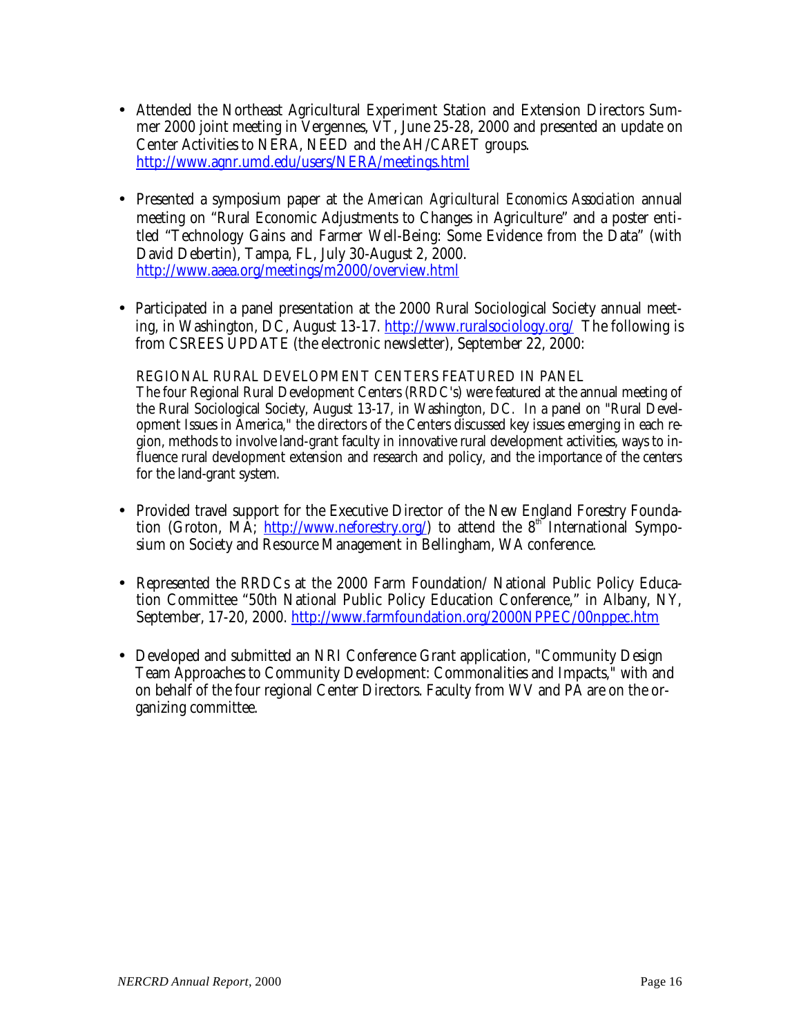- Attended the Northeast Agricultural Experiment Station and Extension Directors Summer 2000 joint meeting in Vergennes, VT, June 25-28, 2000 and presented an update on Center Activities to NERA, NEED and the AH/CARET groups. http://www.agnr.umd.edu/users/NERA/meetings.html

- Presented a symposium paper at the *American Agricultural Economics Association* annual meeting on "Rural Economic Adjustments to Changes in Agriculture" and a poster entitled "Technology Gains and Farmer Well-Being: Some Evidence from the Data" (with David Debertin), Tampa, FL, July 30-August 2, 2000. http://www.aaea.org/meetings/m2000/overview.html

- Participated in a panel presentation at the 2000 Rural Sociological Society annual meeting, in Washington, DC, August 13-17. http://www.ruralsociology.org/ The following is from CSREES UPDATE (the electronic newsletter), September 22, 2000:

  REGIONAL RURAL DEVELOPMENT CENTERS FEATURED IN PANEL
  The four Regional Rural Development Centers (RRDC's) were featured at the annual meeting of the Rural Sociological Society, August 13-17, in Washington, DC. In a panel on "Rural Development Issues in America," the directors of the Centers discussed key issues emerging in each region, methods to involve land-grant faculty in innovative rural development activities, ways to influence rural development extension and research and policy, and the importance of the centers for the land-grant system.

- Provided travel support for the Executive Director of the New England Forestry Foundation (Groton, MA; http://www.neforestry.org/) to attend the 8th International Symposium on Society and Resource Management in Bellingham, WA conference.

- Represented the RRDCs at the 2000 Farm Foundation/ National Public Policy Education Committee "50th National Public Policy Education Conference," in Albany, NY, September, 17-20, 2000. http://www.farmfoundation.org/2000NPPEC/00nppec.htm

- Developed and submitted an NRI Conference Grant application, "Community Design Team Approaches to Community Development: Commonalities and Impacts," with and on behalf of the four regional Center Directors. Faculty from WV and PA are on the organizing committee.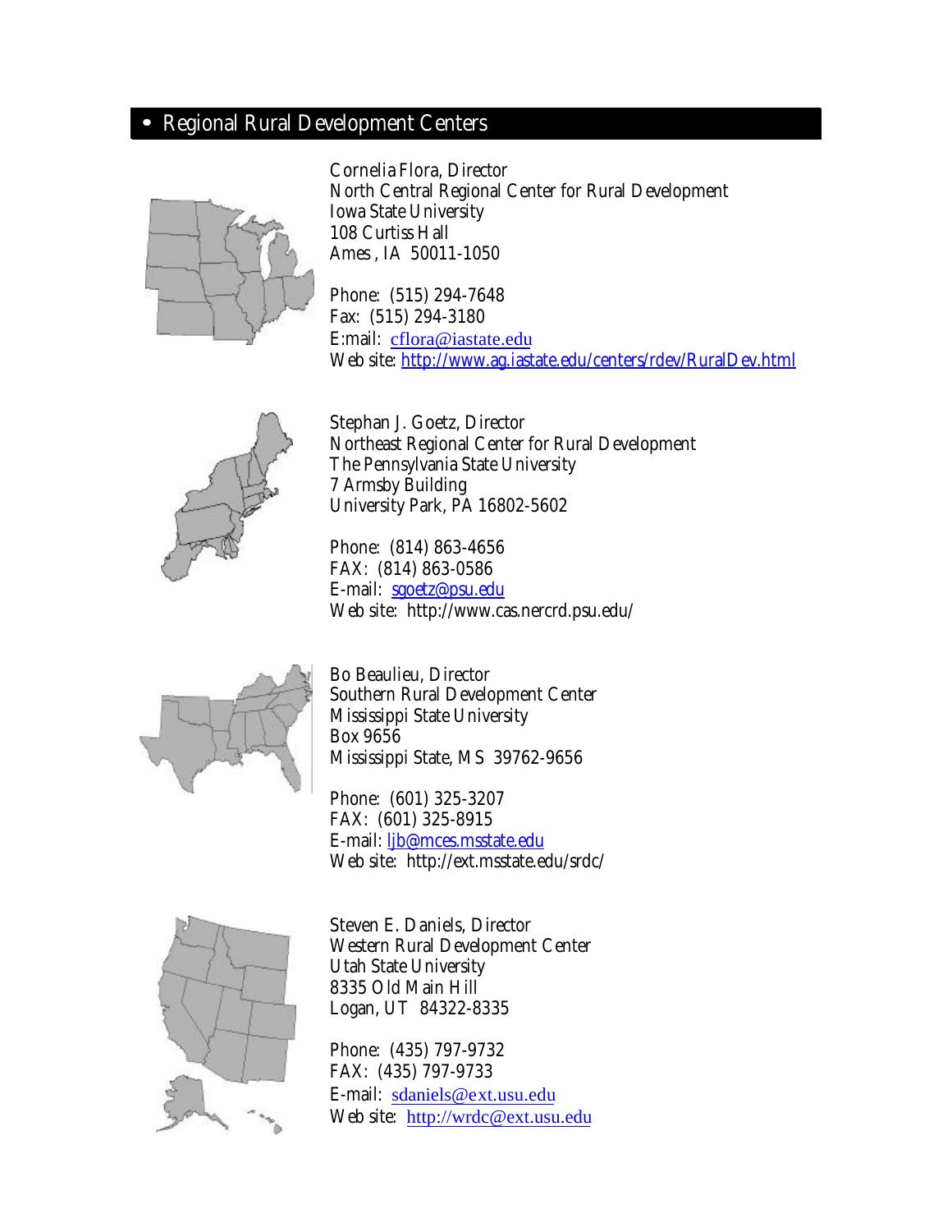## • Regional Rural Development Centers

Cornelia Flora, Director
North Central Regional Center for Rural Development
Iowa State University
108 Curtiss Hall
Ames , IA 50011-1050

Phone: (515) 294-7648
Fax: (515) 294-3180
E:mail: cflora@iastate.edu
Web site: http://www.ag.iastate.edu/centers/rdev/RuralDev.html

Stephan J. Goetz, Director
Northeast Regional Center for Rural Development
The Pennsylvania State University
7 Armsby Building
University Park, PA 16802-5602

Phone: (814) 863-4656
FAX: (814) 863-0586
E-mail: sgoetz@psu.edu
Web site: http://www.cas.nercrd.psu.edu/

Bo Beaulieu, Director
Southern Rural Development Center
Mississippi State University
Box 9656
Mississippi State, MS 39762-9656

Phone: (601) 325-3207
FAX: (601) 325-8915
E-mail: ljb@mces.msstate.edu
Web site: http://ext.msstate.edu/srdc/

Steven E. Daniels, Director
Western Rural Development Center
Utah State University
8335 Old Main Hill
Logan, UT 84322-8335

Phone: (435) 797-9732
FAX: (435) 797-9733
E-mail: sdaniels@ext.usu.edu
Web site: http://wrdc@ext.usu.edu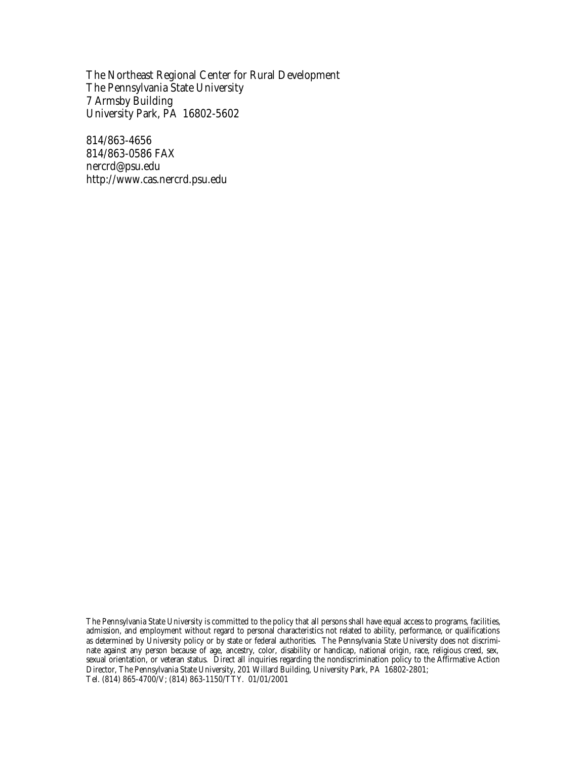The Northeast Regional Center for Rural Development
The Pennsylvania State University
7 Armsby Building
University Park, PA 16802-5602

814/863-4656
814/863-0586 FAX
nercrd@psu.edu
http://www.cas.nercrd.psu.edu

The Pennsylvania State University is committed to the policy that all persons shall have equal access to programs, facilities, admission, and employment without regard to personal characteristics not related to ability, performance, or qualifications as determined by University policy or by state or federal authorities. The Pennsylvania State University does not discriminate against any person because of age, ancestry, color, disability or handicap, national origin, race, religious creed, sex, sexual orientation, or veteran status. Direct all inquiries regarding the nondiscrimination policy to the Affirmative Action Director, The Pennsylvania State University, 201 Willard Building, University Park, PA 16802-2801;
Tel. (814) 865-4700/V; (814) 863-1150/TTY. 01/01/2001